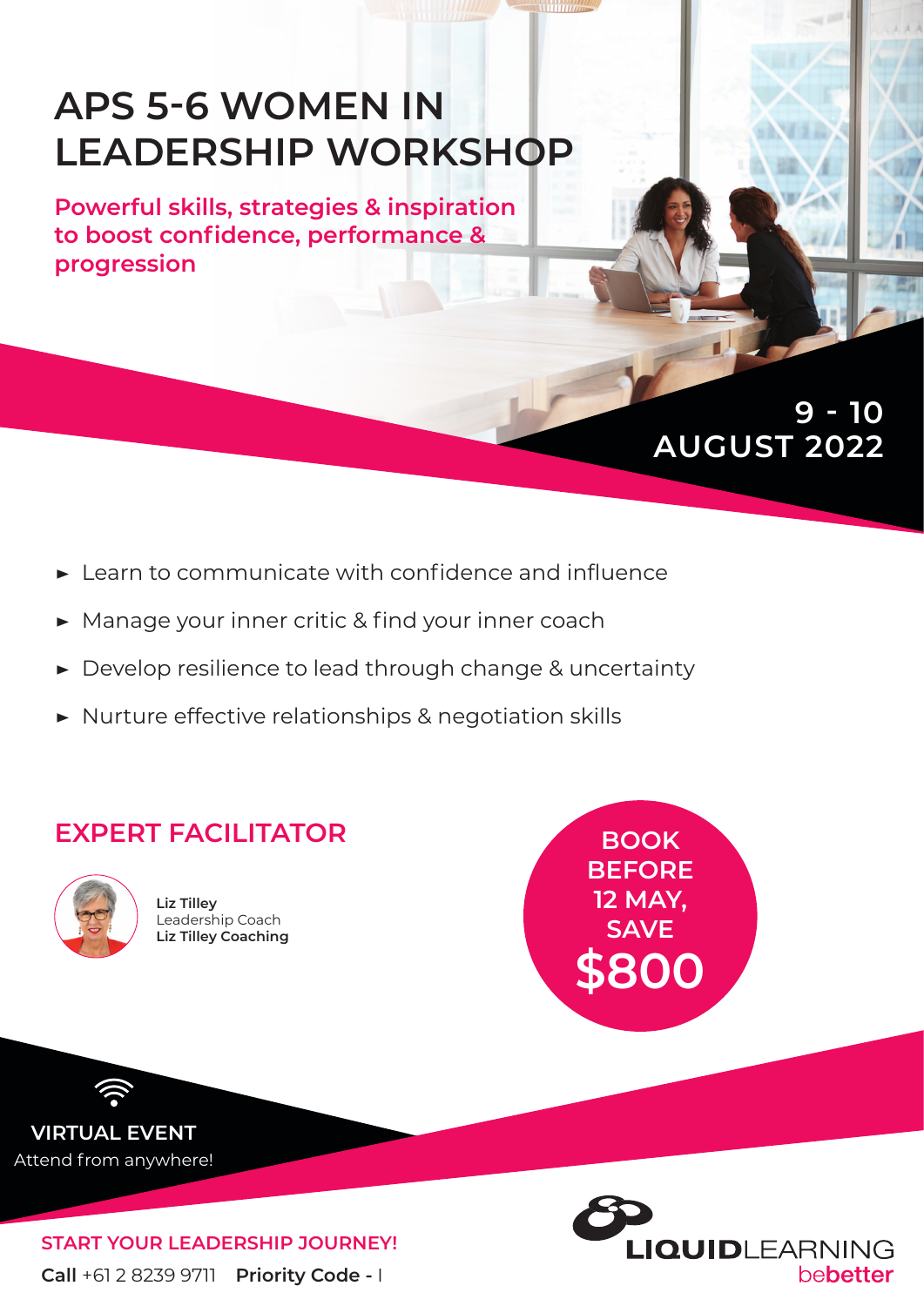# APS 5-6 WOMEN IN LEADERSHIP WORKSHOP

**Powerful skills, strategies & inspiration to boost confidence, performance & progression**

**9 - 10 AUGUST 2022**

- Learn to communicate with confidence and influence
- Manage your inner critic & find your inner coach
- Develop resilience to lead through change & uncertainty
- Nurture effective relationships & negotiation skills

## EXPERT FACILITATOR

**Liz Tilley**
Leadership Coach
**Liz Tilley Coaching**

**BOOK BEFORE 12 MAY, SAVE $800**

**VIRTUAL EVENT**
Attend from anywhere!

**START YOUR LEADERSHIP JOURNEY!**

**Call** +61 2 8239 9711 **Priority Code -** I

LIQUIDLEARNING bebetter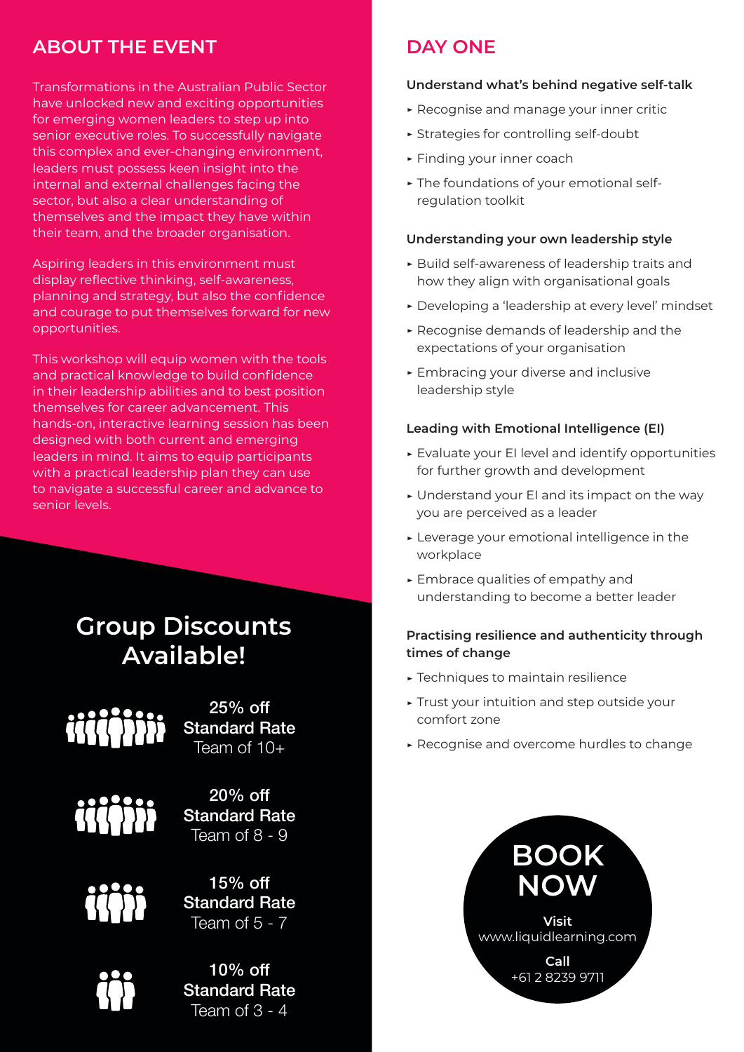## ABOUT THE EVENT

Transformations in the Australian Public Sector have unlocked new and exciting opportunities for emerging women leaders to step up into senior executive roles. To successfully navigate this complex and ever-changing environment, leaders must possess keen insight into the internal and external challenges facing the sector, but also a clear understanding of themselves and the impact they have within their team, and the broader organisation.

Aspiring leaders in this environment must display reflective thinking, self-awareness, planning and strategy, but also the confidence and courage to put themselves forward for new opportunities.

This workshop will equip women with the tools and practical knowledge to build confidence in their leadership abilities and to best position themselves for career advancement. This hands-on, interactive learning session has been designed with both current and emerging leaders in mind. It aims to equip participants with a practical leadership plan they can use to navigate a successful career and advance to senior levels.

## Group Discounts Available!

**25% off Standard Rate**
Team of 10+

**20% off Standard Rate**
Team of 8 - 9

**15% off Standard Rate**
Team of 5 - 7

**10% off Standard Rate**
Team of 3 - 4

## DAY ONE

### Understand what's behind negative self-talk

- Recognise and manage your inner critic
- Strategies for controlling self-doubt
- Finding your inner coach
- The foundations of your emotional self-regulation toolkit

### Understanding your own leadership style

- Build self-awareness of leadership traits and how they align with organisational goals
- Developing a 'leadership at every level' mindset
- Recognise demands of leadership and the expectations of your organisation
- Embracing your diverse and inclusive leadership style

### Leading with Emotional Intelligence (EI)

- Evaluate your EI level and identify opportunities for further growth and development
- Understand your EI and its impact on the way you are perceived as a leader
- Leverage your emotional intelligence in the workplace
- Embrace qualities of empathy and understanding to become a better leader

### Practising resilience and authenticity through times of change

- Techniques to maintain resilience
- Trust your intuition and step outside your comfort zone
- Recognise and overcome hurdles to change

## BOOK NOW

**Visit**
www.liquidlearning.com

**Call**
+61 2 8239 9711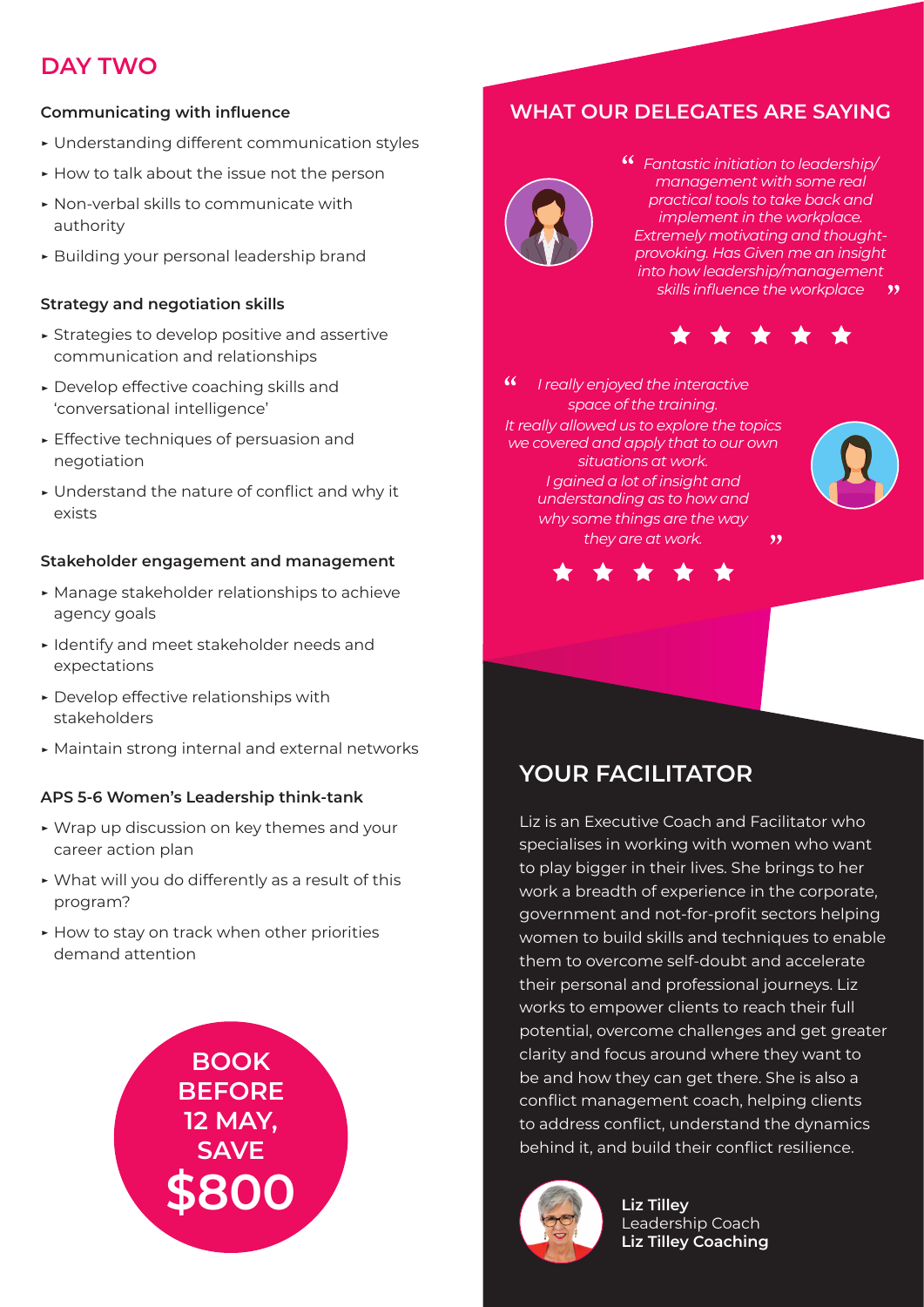## DAY TWO

### Communicating with influence

- Understanding different communication styles
- How to talk about the issue not the person
- Non-verbal skills to communicate with authority
- Building your personal leadership brand

### Strategy and negotiation skills

- Strategies to develop positive and assertive communication and relationships
- Develop effective coaching skills and 'conversational intelligence'
- Effective techniques of persuasion and negotiation
- Understand the nature of conflict and why it exists

### Stakeholder engagement and management

- Manage stakeholder relationships to achieve agency goals
- Identify and meet stakeholder needs and expectations
- Develop effective relationships with stakeholders
- Maintain strong internal and external networks

### APS 5-6 Women's Leadership think-tank

- Wrap up discussion on key themes and your career action plan
- What will you do differently as a result of this program?
- How to stay on track when other priorities demand attention

**BOOK BEFORE 12 MAY, SAVE $800**

## WHAT OUR DELEGATES ARE SAYING

*"Fantastic initiation to leadership/management with some real practical tools to take back and implement in the workplace. Extremely motivating and thought-provoking. Has Given me an insight into how leadership/management skills influence the workplace"*

★★★★★

*"I really enjoyed the interactive space of the training. It really allowed us to explore the topics we covered and apply that to our own situations at work. I gained a lot of insight and understanding as to how and why some things are the way they are at work."*

★★★★★

## YOUR FACILITATOR

Liz is an Executive Coach and Facilitator who specialises in working with women who want to play bigger in their lives. She brings to her work a breadth of experience in the corporate, government and not-for-profit sectors helping women to build skills and techniques to enable them to overcome self-doubt and accelerate their personal and professional journeys. Liz works to empower clients to reach their full potential, overcome challenges and get greater clarity and focus around where they want to be and how they can get there. She is also a conflict management coach, helping clients to address conflict, understand the dynamics behind it, and build their conflict resilience.

**Liz Tilley**
Leadership Coach
**Liz Tilley Coaching**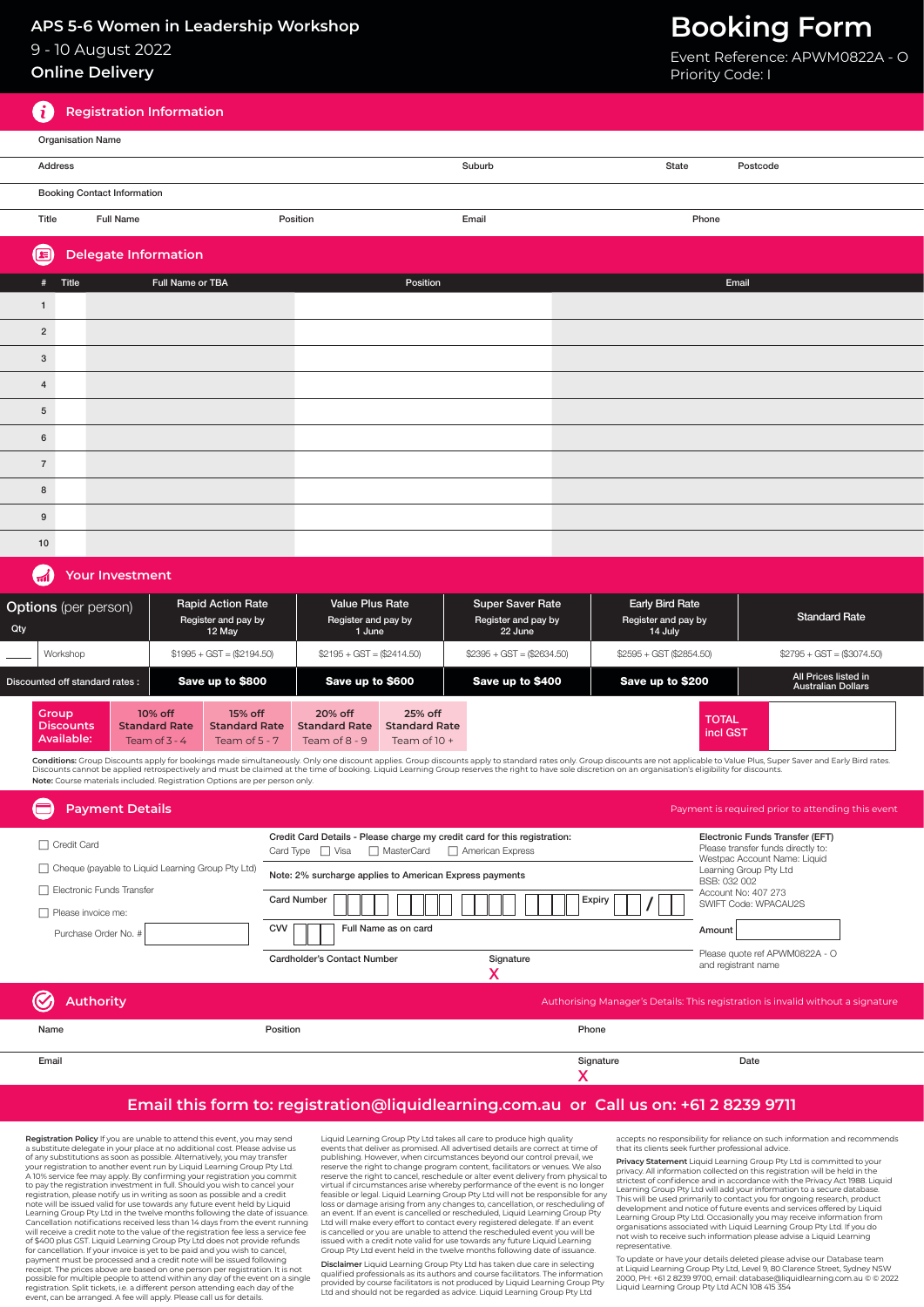# APS 5-6 Women in Leadership Workshop

9 - 10 August 2022

**Online Delivery**

# Booking Form

Event Reference: APWM0822A - O
Priority Code: I

## Registration Information

Organisation Name

| Address | Suburb | State | Postcode |
|---|---|---|---|
| | | | |

Booking Contact Information

| Title | Full Name | Position | Email | Phone |
|---|---|---|---|---|
| | | | | |

## Delegate Information

| # | Title | Full Name or TBA | Position | Email |
|---|---|---|---|---|
| 1 | | | | |
| 2 | | | | |
| 3 | | | | |
| 4 | | | | |
| 5 | | | | |
| 6 | | | | |
| 7 | | | | |
| 8 | | | | |
| 9 | | | | |
| 10 | | | | |

## Your Investment

| Options (per person) Qty | | Rapid Action Rate Register and pay by 12 May | Value Plus Rate Register and pay by 1 June | Super Saver Rate Register and pay by 22 June | Early Bird Rate Register and pay by 14 July | Standard Rate |
|---|---|---|---|---|---|---|
| ____ | Workshop | $1995 + GST = ($2194.50) | $2195 + GST = ($2414.50) | $2395 + GST = ($2634.50) | $2595 + GST ($2854.50) | $2795 + GST = ($3074.50) |
| Discounted off standard rates : | | **Save up to $800** | **Save up to $600** | **Save up to $400** | **Save up to $200** | All Prices listed in Australian Dollars |

| Group Discounts Available: | 10% off Standard Rate | 15% off Standard Rate | 20% off Standard Rate | 25% off Standard Rate |
|---|---|---|---|---|
| | Team of 3 - 4 | Team of 5 - 7 | Team of 8 - 9 | Team of 10 + |

TOTAL incl GST

**Conditions:** Group Discounts apply for bookings made simultaneously. Only one discount applies. Group discounts apply to standard rates only. Group discounts are not applicable to Value Plus, Super Saver and Early Bird rates. Discounts cannot be applied retrospectively and must be claimed at the time of booking. Liquid Learning Group reserves the right to have sole discretion on an organisation's eligibility for discounts.
**Note:** Course materials included. Registration Options are per person only.

## Payment Details

Payment is required prior to attending this event

- ☐ Credit Card
- ☐ Cheque (payable to Liquid Learning Group Pty Ltd)
- ☐ Electronic Funds Transfer
- ☐ Please invoice me:

Purchase Order No. #

Credit Card Details - Please charge my credit card for this registration:
Card Type ☐ Visa ☐ MasterCard ☐ American Express

Note: 2% surcharge applies to American Express payments

Card Number
Expiry /

CVV
Full Name as on card

Cardholder's Contact Number
Signature
X

**Electronic Funds Transfer (EFT)**
Please transfer funds directly to:
Westpac Account Name: Liquid Learning Group Pty Ltd
BSB: 032 002
Account No: 407 273
SWIFT Code: WPACAU2S

Amount

Please quote ref APWM0822A - O and registrant name

## Authority

Authorising Manager's Details: This registration is invalid without a signature

| Name | Position | Phone | |
|---|---|---|---|
| Email | | Signature X | Date |

**Email this form to: registration@liquidlearning.com.au or Call us on: +61 2 8239 9711**

**Registration Policy** If you are unable to attend this event, you may send a substitute delegate in your place at no additional cost. Please advise us of any substitutions as soon as possible. Alternatively, you may transfer your registration to another event run by Liquid Learning Group Pty Ltd. A 10% service fee may apply. By confirming your registration you commit to pay the registration investment in full. Should you wish to cancel your registration, please notify us in writing as soon as possible and a credit note will be issued valid for use towards any future event held by Liquid Learning Group Pty Ltd in the twelve months following the date of issuance. Cancellation notifications received less than 14 days from the event running will receive a credit note to the value of the registration fee less a service fee of $400 plus GST. Liquid Learning Group Pty Ltd does not provide refunds for cancellation. If your invoice is yet to be paid and you wish to cancel, payment must be processed and a credit note will be issued following receipt. The prices above are based on one person per registration. It is not possible for multiple people to attend within any day of the event on a single registration. Split tickets, i.e. a different person attending each day of the event, can be arranged. A fee will apply. Please call us for details.

Liquid Learning Group Pty Ltd takes all care to produce high quality events that deliver as promised. All advertised details are correct at time of publishing. However, when circumstances beyond our control prevail, we reserve the right to change program content, facilitators or venues. We also reserve the right to cancel, reschedule or alter event delivery from physical to virtual if circumstances arise whereby performance of the event is no longer feasible or legal. Liquid Learning Group Pty Ltd will not be responsible for any loss or damage arising from any changes to, cancellation, or rescheduling of an event. If an event is cancelled or rescheduled, Liquid Learning Group Pty Ltd will make every effort to contact every registered delegate. If an event is cancelled or you are unable to attend the rescheduled event you will be issued with a credit note valid for use towards any future Liquid Learning Group Pty Ltd event held in the twelve months following date of issuance.

**Disclaimer** Liquid Learning Group Pty Ltd has taken due care in selecting qualified professionals as its authors and course facilitators. The information provided by course facilitators is not produced by Liquid Learning Group Pty Ltd and should not be regarded as advice. Liquid Learning Group Pty Ltd accepts no responsibility for reliance on such information and recommends that its clients seek further professional advice.

**Privacy Statement** Liquid Learning Group Pty Ltd is committed to your privacy. All information collected on this registration will be held in the strictest of confidence and in accordance with the Privacy Act 1988. Liquid Learning Group Pty Ltd will add your information to a secure database. This will be used primarily to contact you for ongoing research, product development and notice of future events and services offered by Liquid Learning Group Pty Ltd. Occasionally you may receive information from organisations associated with Liquid Learning Group Pty Ltd. If you do not wish to receive such information please advise a Liquid Learning representative.

To update or have your details deleted please advise our Database team at Liquid Learning Group Pty Ltd, Level 9, 80 Clarence Street, Sydney NSW 2000, PH: +61 2 8239 9700, email: database@liquidlearning.com.au © © 2022 Liquid Learning Group Pty Ltd ACN 108 415 354